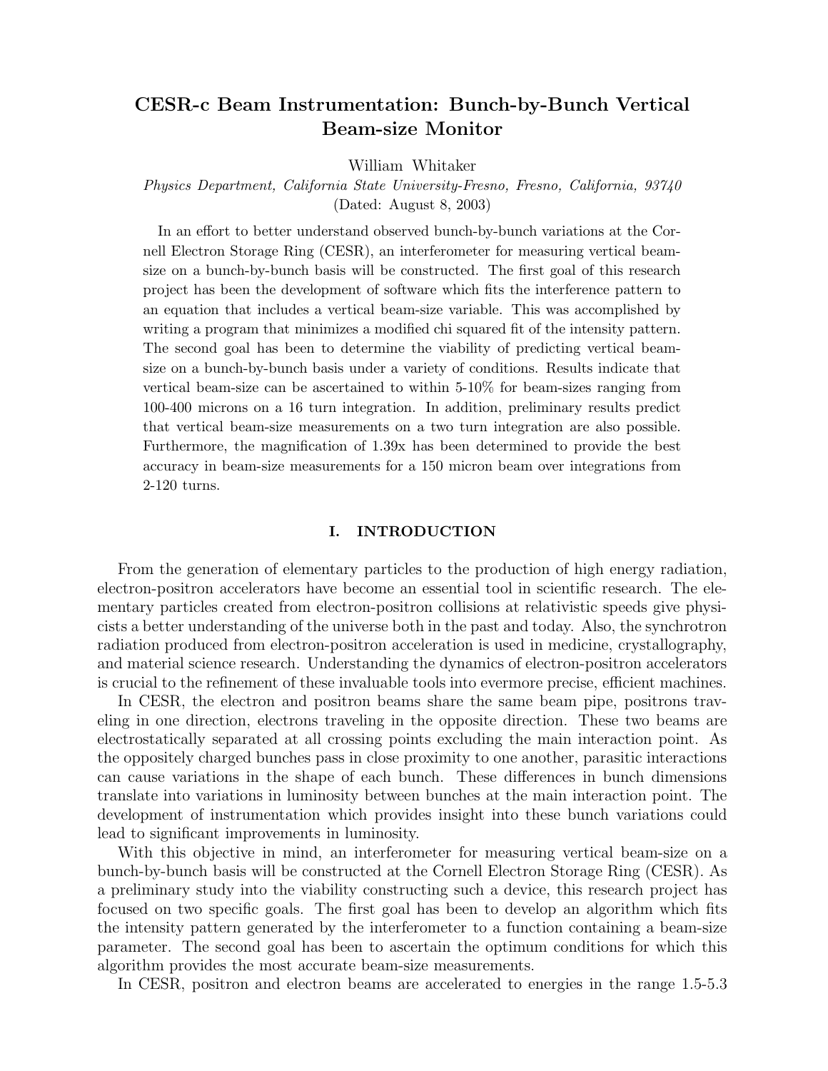# CESR-c Beam Instrumentation: Bunch-by-Bunch Vertical Beam-size Monitor

William Whitaker

*Physics Department, California State University-Fresno, Fresno, California, 93740*

(Dated: August 8, 2003)

In an effort to better understand observed bunch-by-bunch variations at the Cornell Electron Storage Ring (CESR), an interferometer for measuring vertical beam-size on a bunch-by-bunch basis will be constructed. The first goal of this research project has been the development of software which fits the interference pattern to an equation that includes a vertical beam-size variable. This was accomplished by writing a program that minimizes a modified chi squared fit of the intensity pattern. The second goal has been to determine the viability of predicting vertical beam-size on a bunch-by-bunch basis under a variety of conditions. Results indicate that vertical beam-size can be ascertained to within 5-10% for beam-sizes ranging from 100-400 microns on a 16 turn integration. In addition, preliminary results predict that vertical beam-size measurements on a two turn integration are also possible. Furthermore, the magnification of 1.39x has been determined to provide the best accuracy in beam-size measurements for a 150 micron beam over integrations from 2-120 turns.

## I. INTRODUCTION

From the generation of elementary particles to the production of high energy radiation, electron-positron accelerators have become an essential tool in scientific research. The elementary particles created from electron-positron collisions at relativistic speeds give physicists a better understanding of the universe both in the past and today. Also, the synchrotron radiation produced from electron-positron acceleration is used in medicine, crystallography, and material science research. Understanding the dynamics of electron-positron accelerators is crucial to the refinement of these invaluable tools into evermore precise, efficient machines.

In CESR, the electron and positron beams share the same beam pipe, positrons traveling in one direction, electrons traveling in the opposite direction. These two beams are electrostatically separated at all crossing points excluding the main interaction point. As the oppositely charged bunches pass in close proximity to one another, parasitic interactions can cause variations in the shape of each bunch. These differences in bunch dimensions translate into variations in luminosity between bunches at the main interaction point. The development of instrumentation which provides insight into these bunch variations could lead to significant improvements in luminosity.

With this objective in mind, an interferometer for measuring vertical beam-size on a bunch-by-bunch basis will be constructed at the Cornell Electron Storage Ring (CESR). As a preliminary study into the viability constructing such a device, this research project has focused on two specific goals. The first goal has been to develop an algorithm which fits the intensity pattern generated by the interferometer to a function containing a beam-size parameter. The second goal has been to ascertain the optimum conditions for which this algorithm provides the most accurate beam-size measurements.

In CESR, positron and electron beams are accelerated to energies in the range 1.5-5.3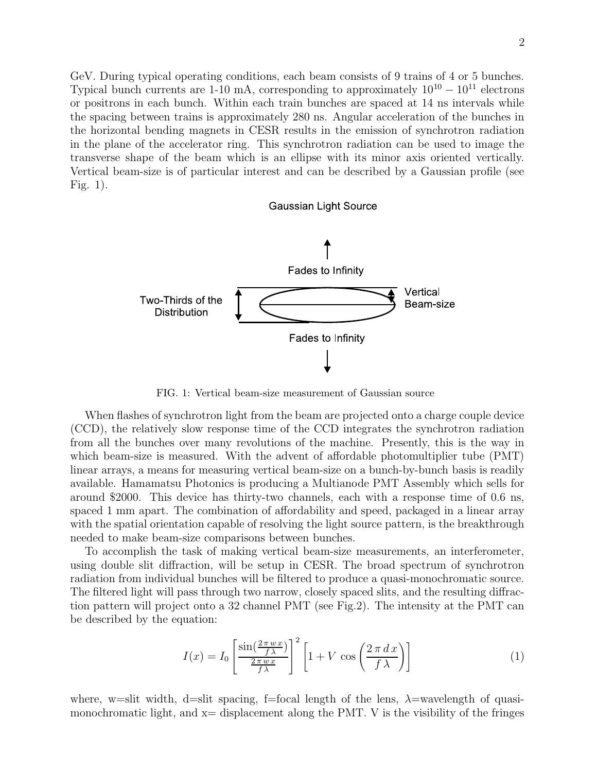GeV. During typical operating conditions, each beam consists of 9 trains of 4 or 5 bunches. Typical bunch currents are 1-10 mA, corresponding to approximately $10^{10} - 10^{11}$ electrons or positrons in each bunch. Within each train bunches are spaced at 14 ns intervals while the spacing between trains is approximately 280 ns. Angular acceleration of the bunches in the horizontal bending magnets in CESR results in the emission of synchrotron radiation in the plane of the accelerator ring. This synchrotron radiation can be used to image the transverse shape of the beam which is an ellipse with its minor axis oriented vertically. Vertical beam-size is of particular interest and can be described by a Gaussian profile (see Fig. 1).

Gaussian Light Source

Fades to Infinity

Two-Thirds of the Distribution

Vertical Beam-size

Fades to Infinity

FIG. 1: Vertical beam-size measurement of Gaussian source

When flashes of synchrotron light from the beam are projected onto a charge couple device (CCD), the relatively slow response time of the CCD integrates the synchrotron radiation from all the bunches over many revolutions of the machine. Presently, this is the way in which beam-size is measured. With the advent of affordable photomultiplier tube (PMT) linear arrays, a means for measuring vertical beam-size on a bunch-by-bunch basis is readily available. Hamamatsu Photonics is producing a Multianode PMT Assembly which sells for around $2000. This device has thirty-two channels, each with a response time of 0.6 ns, spaced 1 mm apart. The combination of affordability and speed, packaged in a linear array with the spatial orientation capable of resolving the light source pattern, is the breakthrough needed to make beam-size comparisons between bunches.

To accomplish the task of making vertical beam-size measurements, an interferometer, using double slit diffraction, will be setup in CESR. The broad spectrum of synchrotron radiation from individual bunches will be filtered to produce a quasi-monochromatic source. The filtered light will pass through two narrow, closely spaced slits, and the resulting diffraction pattern will project onto a 32 channel PMT (see Fig.2). The intensity at the PMT can be described by the equation:

$$I(x) = I_0 \left[ \frac{\sin(\frac{2\pi w x}{f \lambda})}{\frac{2\pi w x}{f \lambda}} \right]^2 \left[ 1 + V \cos\left( \frac{2\pi d x}{f \lambda} \right) \right] \tag{1}$$

where, w=slit width, d=slit spacing, f=focal length of the lens, $\lambda$=wavelength of quasi-monochromatic light, and x= displacement along the PMT. V is the visibility of the fringes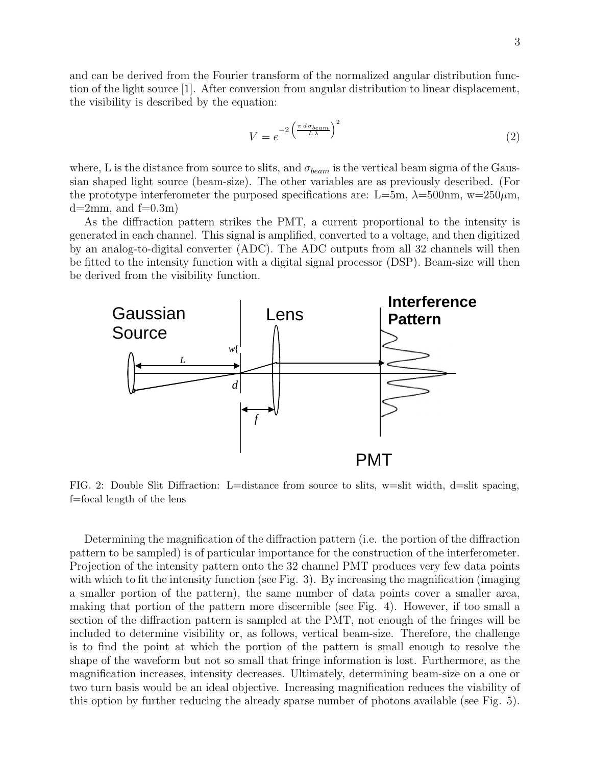and can be derived from the Fourier transform of the normalized angular distribution function of the light source [1]. After conversion from angular distribution to linear displacement, the visibility is described by the equation:

$$V = e^{-2\left(\frac{\pi\, d\, \sigma_{beam}}{L\, \lambda}\right)^2} \tag{2}$$

where, L is the distance from source to slits, and $\sigma_{beam}$ is the vertical beam sigma of the Gaussian shaped light source (beam-size). The other variables are as previously described. (For the prototype interferometer the purposed specifications are: L=5m, $\lambda$=500nm, w=250$\mu$m, d=2mm, and f=0.3m)

As the diffraction pattern strikes the PMT, a current proportional to the intensity is generated in each channel. This signal is amplified, converted to a voltage, and then digitized by an analog-to-digital converter (ADC). The ADC outputs from all 32 channels will then be fitted to the intensity function with a digital signal processor (DSP). Beam-size will then be derived from the visibility function.

FIG. 2: Double Slit Diffraction: L=distance from source to slits, w=slit width, d=slit spacing, f=focal length of the lens

Determining the magnification of the diffraction pattern (i.e. the portion of the diffraction pattern to be sampled) is of particular importance for the construction of the interferometer. Projection of the intensity pattern onto the 32 channel PMT produces very few data points with which to fit the intensity function (see Fig. 3). By increasing the magnification (imaging a smaller portion of the pattern), the same number of data points cover a smaller area, making that portion of the pattern more discernible (see Fig. 4). However, if too small a section of the diffraction pattern is sampled at the PMT, not enough of the fringes will be included to determine visibility or, as follows, vertical beam-size. Therefore, the challenge is to find the point at which the portion of the pattern is small enough to resolve the shape of the waveform but not so small that fringe information is lost. Furthermore, as the magnification increases, intensity decreases. Ultimately, determining beam-size on a one or two turn basis would be an ideal objective. Increasing magnification reduces the viability of this option by further reducing the already sparse number of photons available (see Fig. 5).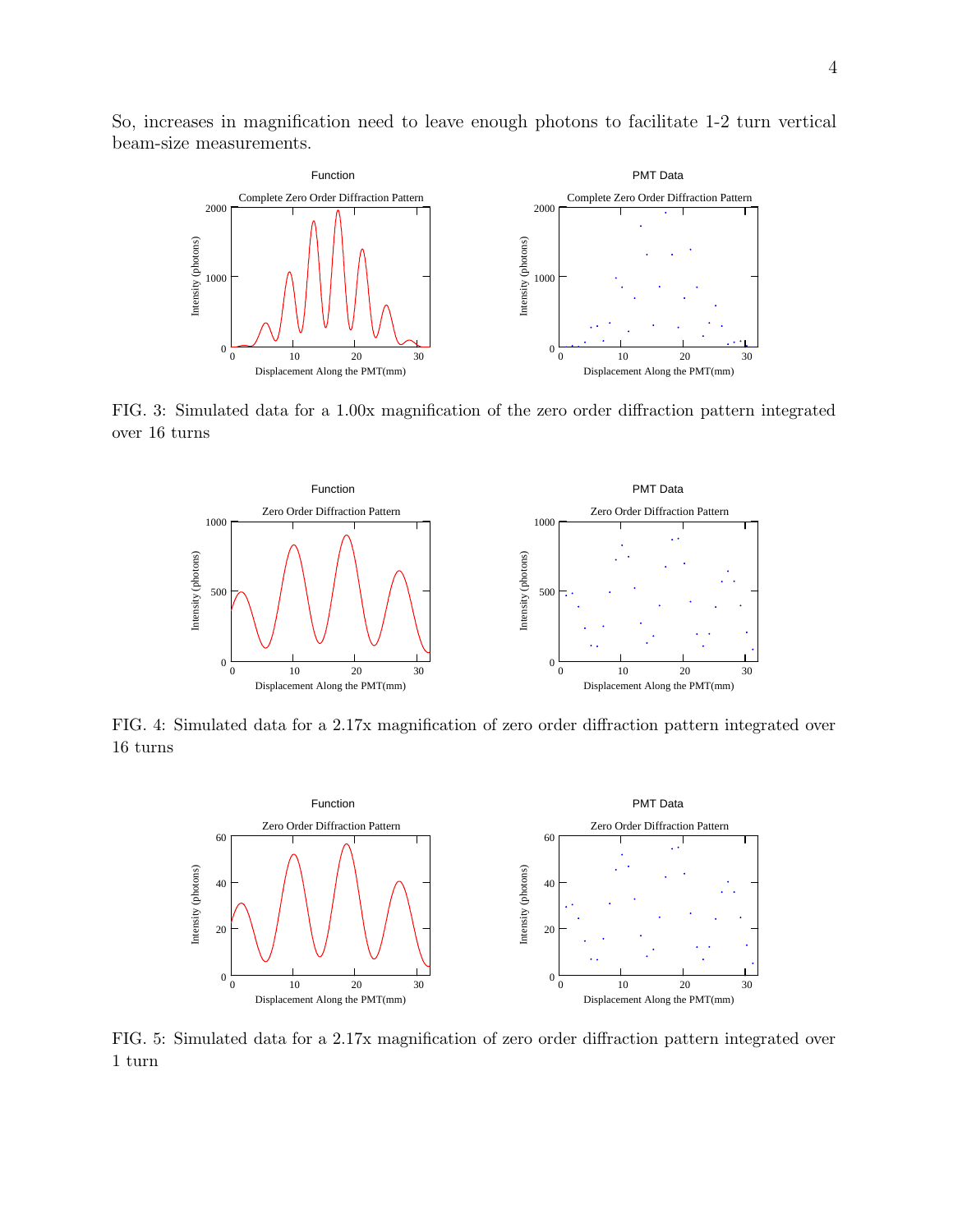So, increases in magnification need to leave enough photons to facilitate 1-2 turn vertical beam-size measurements.

FIG. 3: Simulated data for a 1.00x magnification of the zero order diffraction pattern integrated over 16 turns

FIG. 4: Simulated data for a 2.17x magnification of zero order diffraction pattern integrated over 16 turns

FIG. 5: Simulated data for a 2.17x magnification of zero order diffraction pattern integrated over 1 turn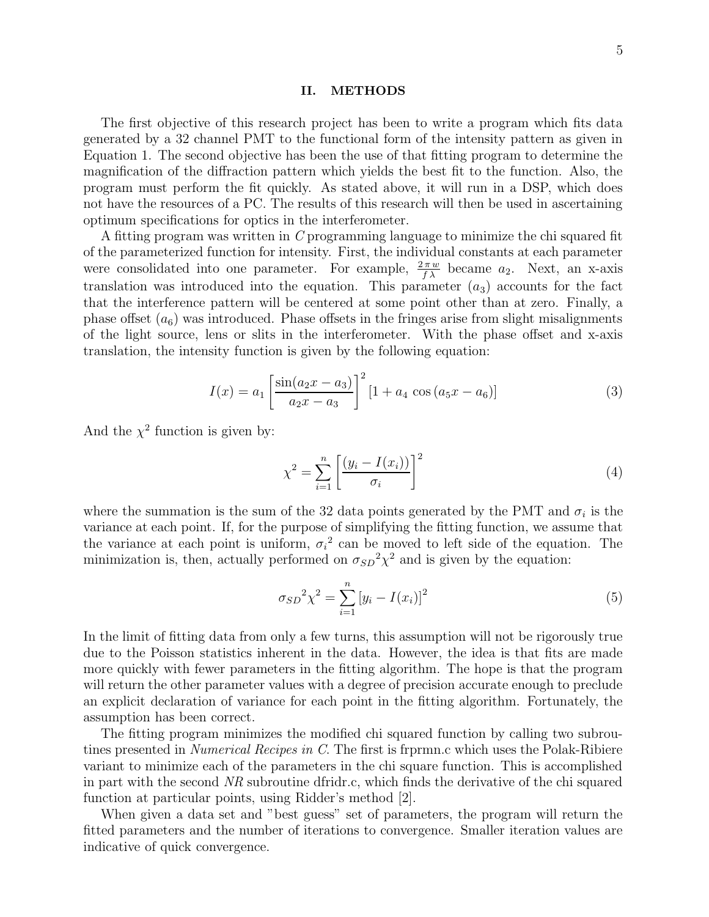## II. METHODS

The first objective of this research project has been to write a program which fits data generated by a 32 channel PMT to the functional form of the intensity pattern as given in Equation 1. The second objective has been the use of that fitting program to determine the magnification of the diffraction pattern which yields the best fit to the function. Also, the program must perform the fit quickly. As stated above, it will run in a DSP, which does not have the resources of a PC. The results of this research will then be used in ascertaining optimum specifications for optics in the interferometer.

A fitting program was written in *C* programming language to minimize the chi squared fit of the parameterized function for intensity. First, the individual constants at each parameter were consolidated into one parameter. For example, $\frac{2\pi w}{f\lambda}$ became $a_2$. Next, an x-axis translation was introduced into the equation. This parameter ($a_3$) accounts for the fact that the interference pattern will be centered at some point other than at zero. Finally, a phase offset ($a_6$) was introduced. Phase offsets in the fringes arise from slight misalignments of the light source, lens or slits in the interferometer. With the phase offset and x-axis translation, the intensity function is given by the following equation:

$$I(x) = a_1 \left[ \frac{\sin(a_2 x - a_3)}{a_2 x - a_3} \right]^2 \left[ 1 + a_4 \cos\left(a_5 x - a_6\right) \right] \tag{3}$$

And the $\chi^2$ function is given by:

$$\chi^2 = \sum_{i=1}^{n} \left[ \frac{(y_i - I(x_i))}{\sigma_i} \right]^2 \tag{4}$$

where the summation is the sum of the 32 data points generated by the PMT and $\sigma_i$ is the variance at each point. If, for the purpose of simplifying the fitting function, we assume that the variance at each point is uniform, ${\sigma_i}^2$ can be moved to left side of the equation. The minimization is, then, actually performed on ${\sigma_{SD}}^2\chi^2$ and is given by the equation:

$${\sigma_{SD}}^2 \chi^2 = \sum_{i=1}^{n} \left[ y_i - I(x_i) \right]^2 \tag{5}$$

In the limit of fitting data from only a few turns, this assumption will not be rigorously true due to the Poisson statistics inherent in the data. However, the idea is that fits are made more quickly with fewer parameters in the fitting algorithm. The hope is that the program will return the other parameter values with a degree of precision accurate enough to preclude an explicit declaration of variance for each point in the fitting algorithm. Fortunately, the assumption has been correct.

The fitting program minimizes the modified chi squared function by calling two subroutines presented in *Numerical Recipes in C*. The first is frprmn.c which uses the Polak-Ribiere variant to minimize each of the parameters in the chi square function. This is accomplished in part with the second *NR* subroutine dfridr.c, which finds the derivative of the chi squared function at particular points, using Ridder's method [2].

When given a data set and "best guess" set of parameters, the program will return the fitted parameters and the number of iterations to convergence. Smaller iteration values are indicative of quick convergence.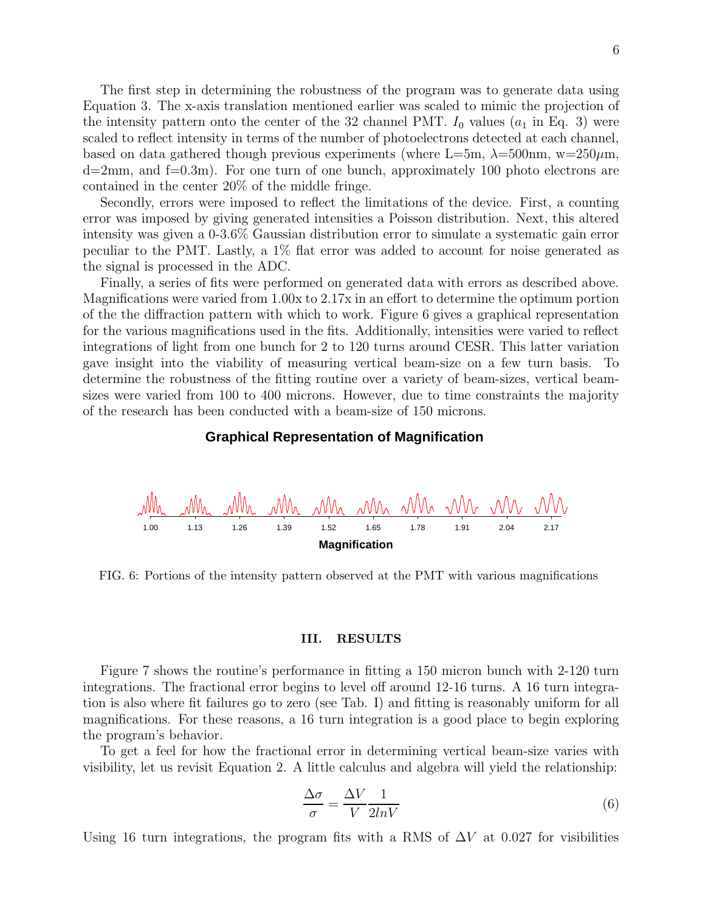The first step in determining the robustness of the program was to generate data using Equation 3. The x-axis translation mentioned earlier was scaled to mimic the projection of the intensity pattern onto the center of the 32 channel PMT. $I_0$ values ($a_1$ in Eq. 3) were scaled to reflect intensity in terms of the number of photoelectrons detected at each channel, based on data gathered though previous experiments (where L=5m, $\lambda$=500nm, w=250$\mu$m, d=2mm, and f=0.3m). For one turn of one bunch, approximately 100 photo electrons are contained in the center 20% of the middle fringe.

Secondly, errors were imposed to reflect the limitations of the device. First, a counting error was imposed by giving generated intensities a Poisson distribution. Next, this altered intensity was given a 0-3.6% Gaussian distribution error to simulate a systematic gain error peculiar to the PMT. Lastly, a 1% flat error was added to account for noise generated as the signal is processed in the ADC.

Finally, a series of fits were performed on generated data with errors as described above. Magnifications were varied from 1.00x to 2.17x in an effort to determine the optimum portion of the the diffraction pattern with which to work. Figure 6 gives a graphical representation for the various magnifications used in the fits. Additionally, intensities were varied to reflect integrations of light from one bunch for 2 to 120 turns around CESR. This latter variation gave insight into the viability of measuring vertical beam-size on a few turn basis. To determine the robustness of the fitting routine over a variety of beam-sizes, vertical beam-sizes were varied from 100 to 400 microns. However, due to time constraints the majority of the research has been conducted with a beam-size of 150 microns.

**Graphical Representation of Magnification**

1.00 1.13 1.26 1.39 1.52 1.65 1.78 1.91 2.04 2.17

**Magnification**

FIG. 6: Portions of the intensity pattern observed at the PMT with various magnifications

## III. RESULTS

Figure 7 shows the routine's performance in fitting a 150 micron bunch with 2-120 turn integrations. The fractional error begins to level off around 12-16 turns. A 16 turn integration is also where fit failures go to zero (see Tab. I) and fitting is reasonably uniform for all magnifications. For these reasons, a 16 turn integration is a good place to begin exploring the program's behavior.

To get a feel for how the fractional error in determining vertical beam-size varies with visibility, let us revisit Equation 2. A little calculus and algebra will yield the relationship:

$$\frac{\Delta\sigma}{\sigma} = \frac{\Delta V}{V} \frac{1}{2lnV} \tag{6}$$

Using 16 turn integrations, the program fits with a RMS of $\Delta V$ at 0.027 for visibilities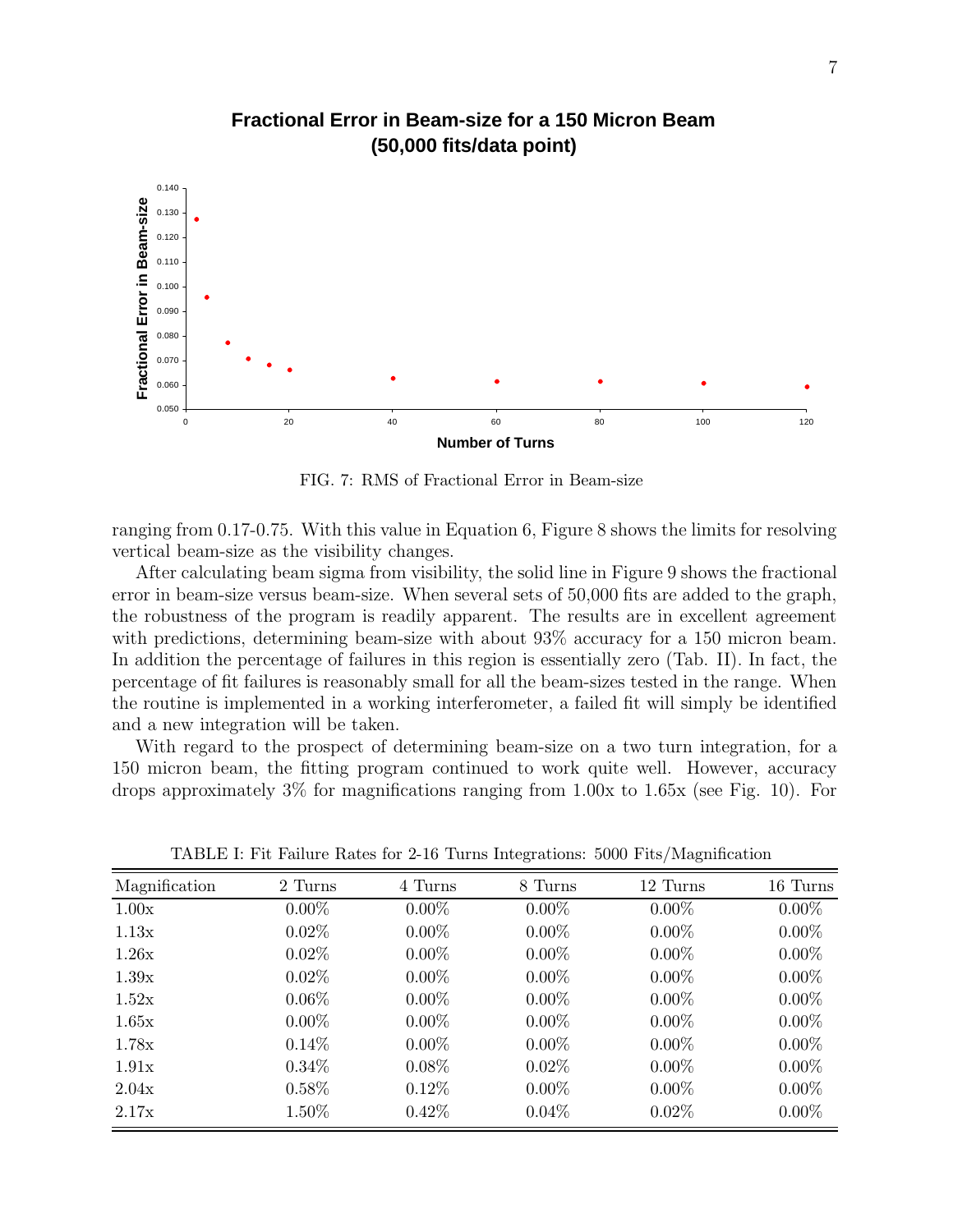FIG. 7: RMS of Fractional Error in Beam-size

ranging from 0.17-0.75. With this value in Equation 6, Figure 8 shows the limits for resolving vertical beam-size as the visibility changes.

After calculating beam sigma from visibility, the solid line in Figure 9 shows the fractional error in beam-size versus beam-size. When several sets of 50,000 fits are added to the graph, the robustness of the program is readily apparent. The results are in excellent agreement with predictions, determining beam-size with about 93% accuracy for a 150 micron beam. In addition the percentage of failures in this region is essentially zero (Tab. II). In fact, the percentage of fit failures is reasonably small for all the beam-sizes tested in the range. When the routine is implemented in a working interferometer, a failed fit will simply be identified and a new integration will be taken.

With regard to the prospect of determining beam-size on a two turn integration, for a 150 micron beam, the fitting program continued to work quite well. However, accuracy drops approximately 3% for magnifications ranging from 1.00x to 1.65x (see Fig. 10). For

TABLE I: Fit Failure Rates for 2-16 Turns Integrations: 5000 Fits/Magnification

| Magnification | 2 Turns | 4 Turns | 8 Turns | 12 Turns | 16 Turns |
|---|---|---|---|---|---|
| 1.00x | 0.00% | 0.00% | 0.00% | 0.00% | 0.00% |
| 1.13x | 0.02% | 0.00% | 0.00% | 0.00% | 0.00% |
| 1.26x | 0.02% | 0.00% | 0.00% | 0.00% | 0.00% |
| 1.39x | 0.02% | 0.00% | 0.00% | 0.00% | 0.00% |
| 1.52x | 0.06% | 0.00% | 0.00% | 0.00% | 0.00% |
| 1.65x | 0.00% | 0.00% | 0.00% | 0.00% | 0.00% |
| 1.78x | 0.14% | 0.00% | 0.00% | 0.00% | 0.00% |
| 1.91x | 0.34% | 0.08% | 0.02% | 0.00% | 0.00% |
| 2.04x | 0.58% | 0.12% | 0.00% | 0.00% | 0.00% |
| 2.17x | 1.50% | 0.42% | 0.04% | 0.02% | 0.00% |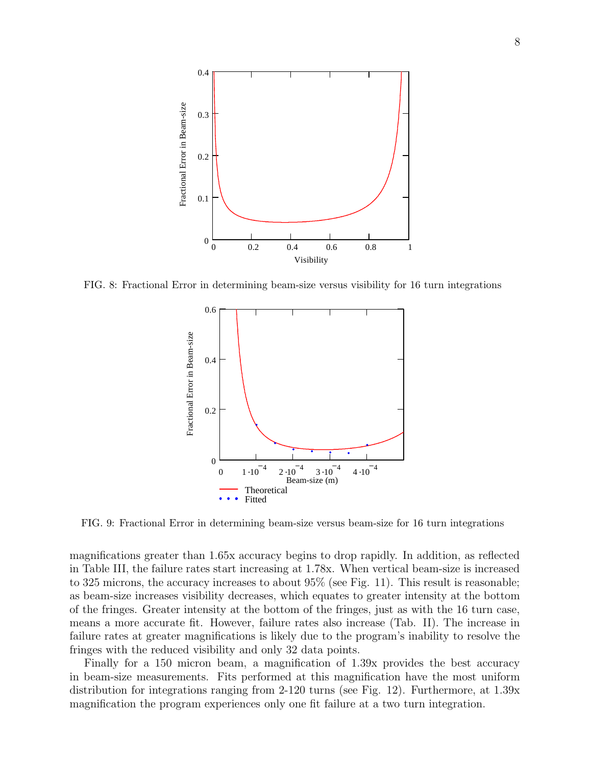FIG. 8: Fractional Error in determining beam-size versus visibility for 16 turn integrations

FIG. 9: Fractional Error in determining beam-size versus beam-size for 16 turn integrations

magnifications greater than 1.65x accuracy begins to drop rapidly. In addition, as reflected in Table III, the failure rates start increasing at 1.78x. When vertical beam-size is increased to 325 microns, the accuracy increases to about 95% (see Fig. 11). This result is reasonable; as beam-size increases visibility decreases, which equates to greater intensity at the bottom of the fringes. Greater intensity at the bottom of the fringes, just as with the 16 turn case, means a more accurate fit. However, failure rates also increase (Tab. II). The increase in failure rates at greater magnifications is likely due to the program's inability to resolve the fringes with the reduced visibility and only 32 data points.

Finally for a 150 micron beam, a magnification of 1.39x provides the best accuracy in beam-size measurements. Fits performed at this magnification have the most uniform distribution for integrations ranging from 2-120 turns (see Fig. 12). Furthermore, at 1.39x magnification the program experiences only one fit failure at a two turn integration.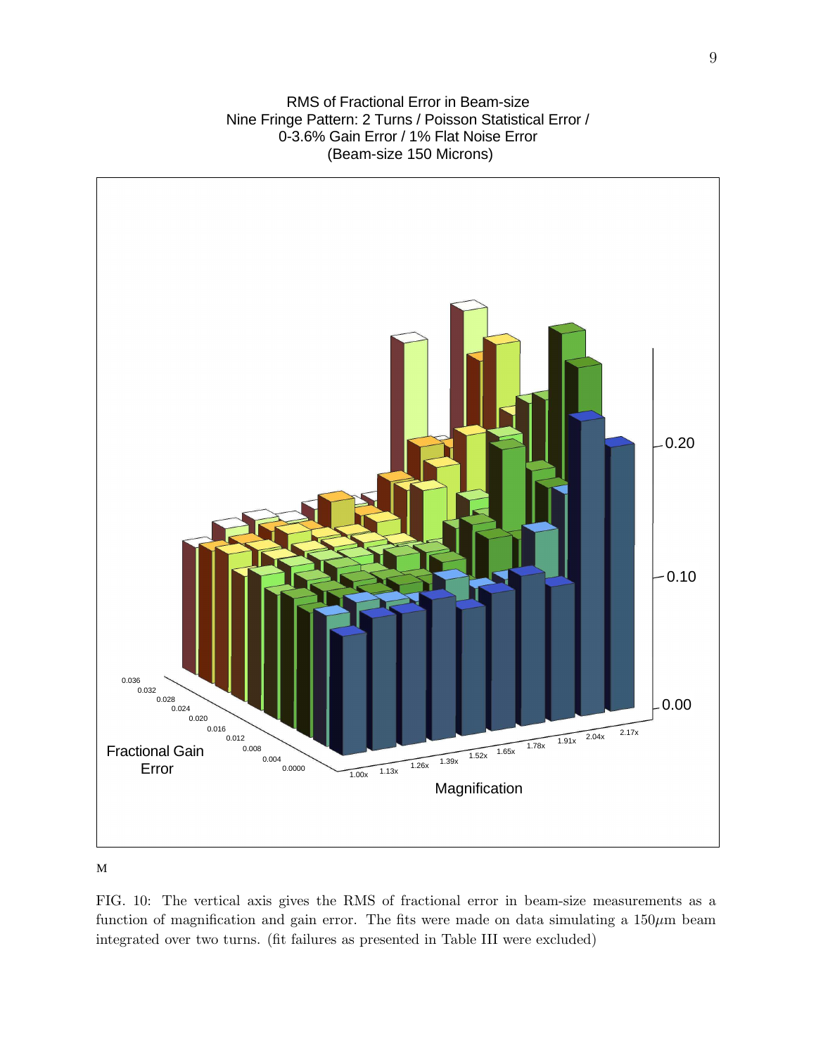RMS of Fractional Error in Beam-size
Nine Fringe Pattern: 2 Turns / Poisson Statistical Error /
0-3.6% Gain Error / 1% Flat Noise Error
(Beam-size 150 Microns)

M

FIG. 10: The vertical axis gives the RMS of fractional error in beam-size measurements as a function of magnification and gain error. The fits were made on data simulating a 150$\mu$m beam integrated over two turns. (fit failures as presented in Table III were excluded)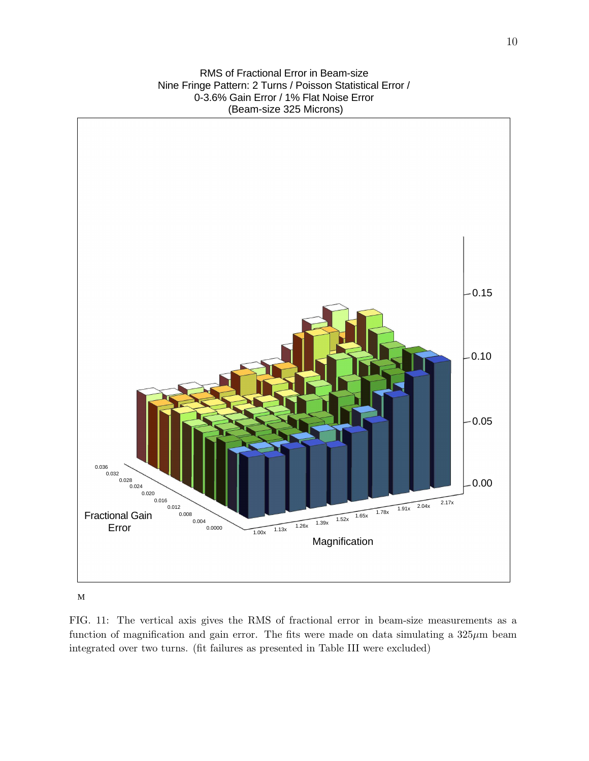M

FIG. 11: The vertical axis gives the RMS of fractional error in beam-size measurements as a function of magnification and gain error. The fits were made on data simulating a $325\mu$m beam integrated over two turns. (fit failures as presented in Table III were excluded)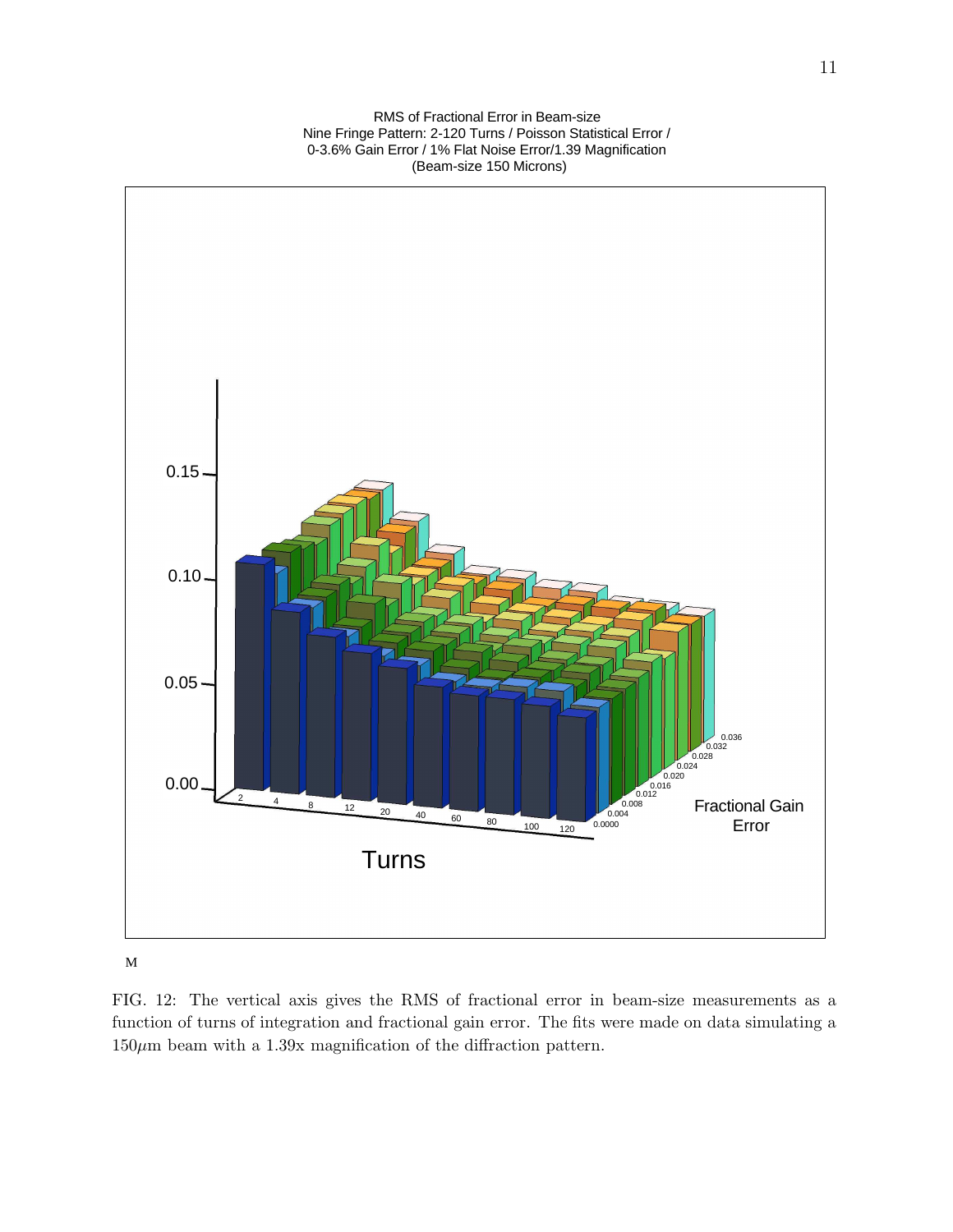M

FIG. 12: The vertical axis gives the RMS of fractional error in beam-size measurements as a function of turns of integration and fractional gain error. The fits were made on data simulating a $150\mu$m beam with a 1.39x magnification of the diffraction pattern.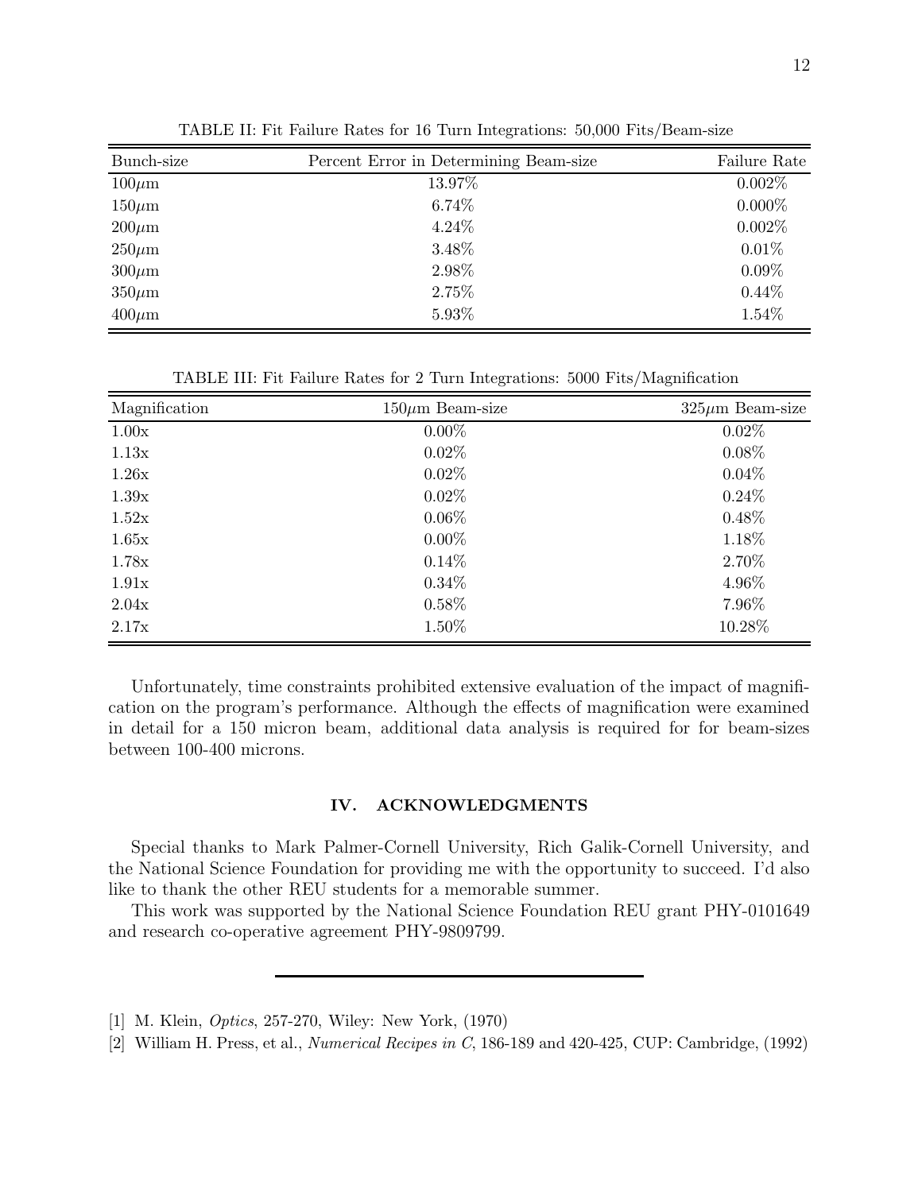TABLE II: Fit Failure Rates for 16 Turn Integrations: 50,000 Fits/Beam-size

| Bunch-size | Percent Error in Determining Beam-size | Failure Rate |
|---|---|---|
| 100$\mu$m | 13.97% | 0.002% |
| 150$\mu$m | 6.74% | 0.000% |
| 200$\mu$m | 4.24% | 0.002% |
| 250$\mu$m | 3.48% | 0.01% |
| 300$\mu$m | 2.98% | 0.09% |
| 350$\mu$m | 2.75% | 0.44% |
| 400$\mu$m | 5.93% | 1.54% |

TABLE III: Fit Failure Rates for 2 Turn Integrations: 5000 Fits/Magnification

| Magnification | 150$\mu$m Beam-size | 325$\mu$m Beam-size |
|---|---|---|
| 1.00x | 0.00% | 0.02% |
| 1.13x | 0.02% | 0.08% |
| 1.26x | 0.02% | 0.04% |
| 1.39x | 0.02% | 0.24% |
| 1.52x | 0.06% | 0.48% |
| 1.65x | 0.00% | 1.18% |
| 1.78x | 0.14% | 2.70% |
| 1.91x | 0.34% | 4.96% |
| 2.04x | 0.58% | 7.96% |
| 2.17x | 1.50% | 10.28% |

Unfortunately, time constraints prohibited extensive evaluation of the impact of magnification on the program's performance. Although the effects of magnification were examined in detail for a 150 micron beam, additional data analysis is required for for beam-sizes between 100-400 microns.

## IV. ACKNOWLEDGMENTS

Special thanks to Mark Palmer-Cornell University, Rich Galik-Cornell University, and the National Science Foundation for providing me with the opportunity to succeed. I'd also like to thank the other REU students for a memorable summer.

This work was supported by the National Science Foundation REU grant PHY-0101649 and research co-operative agreement PHY-9809799.

---

[1] M. Klein, *Optics*, 257-270, Wiley: New York, (1970)

[2] William H. Press, et al., *Numerical Recipes in C*, 186-189 and 420-425, CUP: Cambridge, (1992)